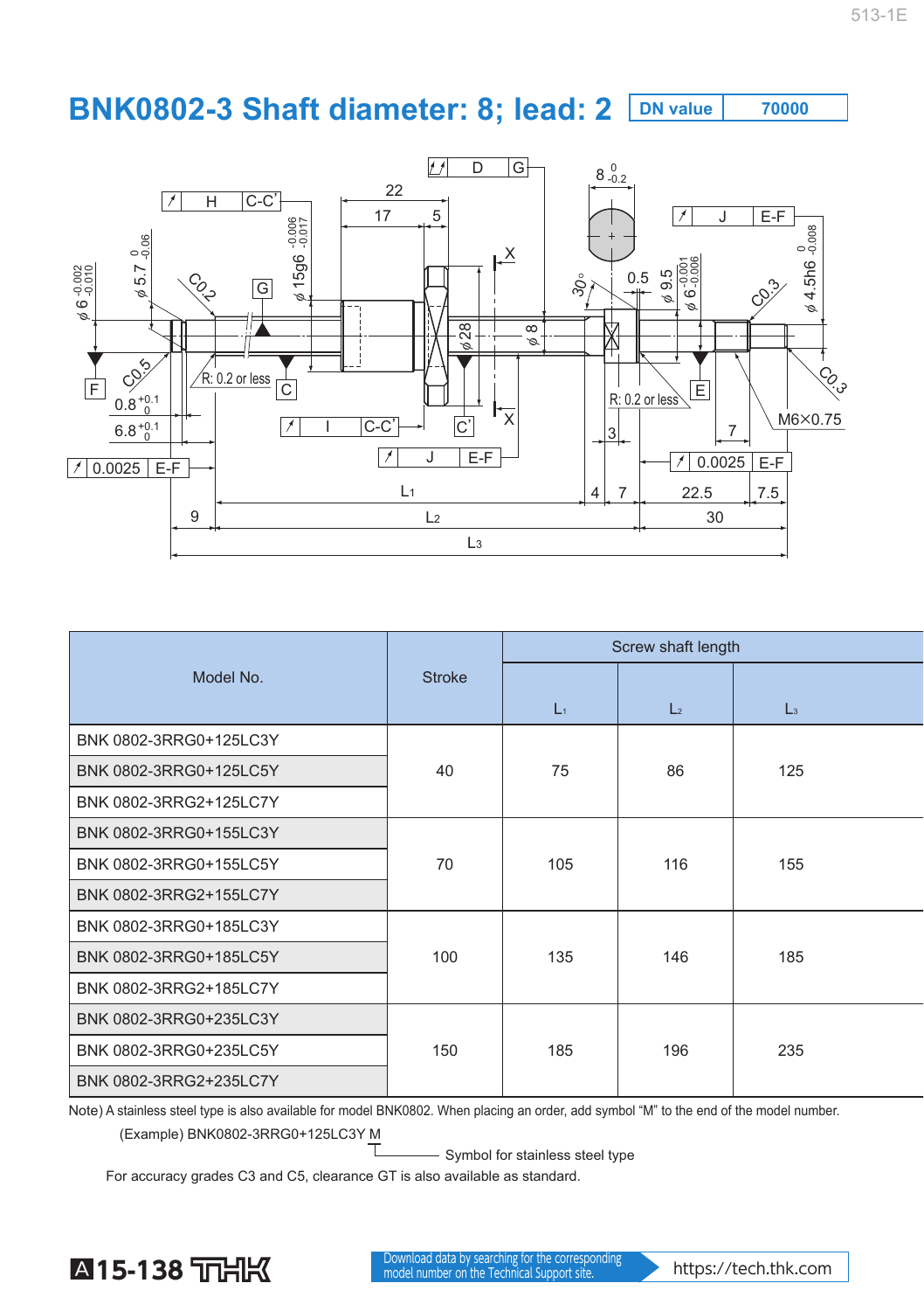# BNK0802-3 Shaft diameter: 8; lead: 2

| DN value | 70000 |
|---|---|

| Model No. | Stroke | Screw shaft length | | |
|---|---|---|---|---|
| | | $L_1$ | $L_2$ | $L_3$ |
| BNK 0802-3RRG0+125LC3Y | 40 | 75 | 86 | 125 |
| BNK 0802-3RRG0+125LC5Y | | | | |
| BNK 0802-3RRG2+125LC7Y | | | | |
| BNK 0802-3RRG0+155LC3Y | 70 | 105 | 116 | 155 |
| BNK 0802-3RRG0+155LC5Y | | | | |
| BNK 0802-3RRG2+155LC7Y | | | | |
| BNK 0802-3RRG0+185LC3Y | 100 | 135 | 146 | 185 |
| BNK 0802-3RRG0+185LC5Y | | | | |
| BNK 0802-3RRG2+185LC7Y | | | | |
| BNK 0802-3RRG0+235LC3Y | 150 | 185 | 196 | 235 |
| BNK 0802-3RRG0+235LC5Y | | | | |
| BNK 0802-3RRG2+235LC7Y | | | | |

Note) A stainless steel type is also available for model BNK0802. When placing an order, add symbol “M” to the end of the model number.

(Example) BNK0802-3RRG0+125LC3Y M

Symbol for stainless steel type

For accuracy grades C3 and C5, clearance GT is also available as standard.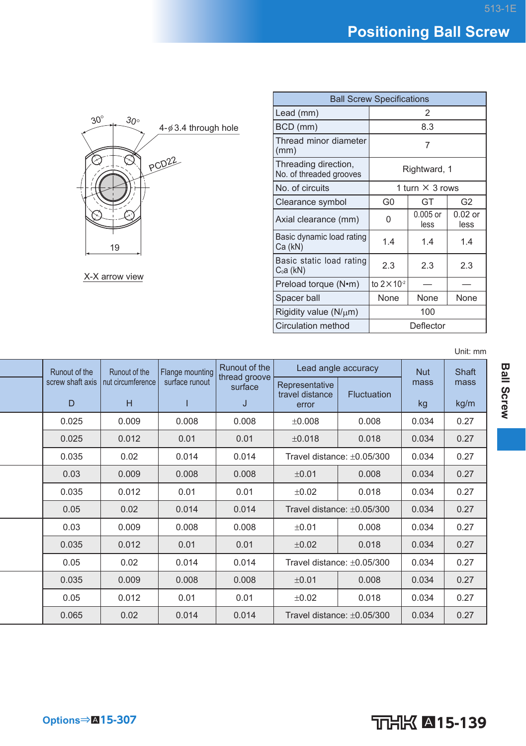## Positioning Ball Screw

30° 30°

4-φ3.4 through hole

PCD22

19

X-X arrow view

| Ball Screw Specifications | | | |
|---|---|---|---|
| Lead (mm) | 2 | | |
| BCD (mm) | 8.3 | | |
| Thread minor diameter (mm) | 7 | | |
| Threading direction, No. of threaded grooves | Rightward, 1 | | |
| No. of circuits | 1 turn × 3 rows | | |
| Clearance symbol | G0 | GT | G2 |
| Axial clearance (mm) | 0 | 0.005 or less | 0.02 or less |
| Basic dynamic load rating Ca (kN) | 1.4 | 1.4 | 1.4 |
| Basic static load rating $C_0a$ (kN) | 2.3 | 2.3 | 2.3 |
| Preload torque (N•m) | to $2\times10^{-2}$ | — | — |
| Spacer ball | None | None | None |
| Rigidity value (N/μm) | 100 | | |
| Circulation method | Deflector | | |

Unit: mm

| | Runout of the screw shaft axis D | Runout of the nut circumference H | Flange mounting surface runout I | Runout of the thread groove surface J | Lead angle accuracy | | Nut mass kg | Shaft mass kg/m |
|---|---|---|---|---|---|---|---|---|
| | | | | | Representative travel distance error | Fluctuation | | |
| | 0.025 | 0.009 | 0.008 | 0.008 | ±0.008 | 0.008 | 0.034 | 0.27 |
| | 0.025 | 0.012 | 0.01 | 0.01 | ±0.018 | 0.018 | 0.034 | 0.27 |
| | 0.035 | 0.02 | 0.014 | 0.014 | Travel distance: ±0.05/300 | | 0.034 | 0.27 |
| | 0.03 | 0.009 | 0.008 | 0.008 | ±0.01 | 0.008 | 0.034 | 0.27 |
| | 0.035 | 0.012 | 0.01 | 0.01 | ±0.02 | 0.018 | 0.034 | 0.27 |
| | 0.05 | 0.02 | 0.014 | 0.014 | Travel distance: ±0.05/300 | | 0.034 | 0.27 |
| | 0.03 | 0.009 | 0.008 | 0.008 | ±0.01 | 0.008 | 0.034 | 0.27 |
| | 0.035 | 0.012 | 0.01 | 0.01 | ±0.02 | 0.018 | 0.034 | 0.27 |
| | 0.05 | 0.02 | 0.014 | 0.014 | Travel distance: ±0.05/300 | | 0.034 | 0.27 |
| | 0.035 | 0.009 | 0.008 | 0.008 | ±0.01 | 0.008 | 0.034 | 0.27 |
| | 0.05 | 0.012 | 0.01 | 0.01 | ±0.02 | 0.018 | 0.034 | 0.27 |
| | 0.065 | 0.02 | 0.014 | 0.014 | Travel distance: ±0.05/300 | | 0.034 | 0.27 |

Options⇒A15-307